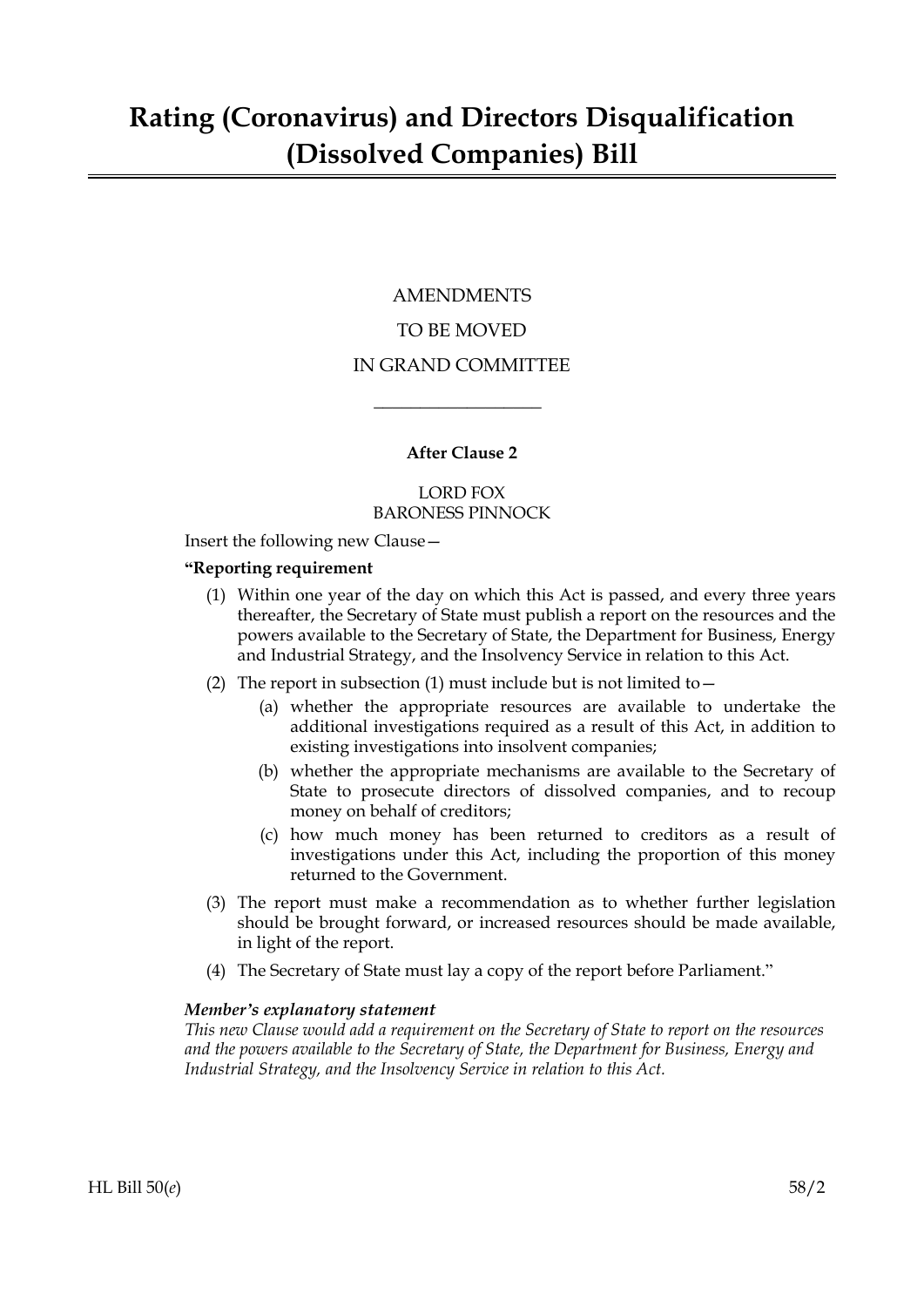# Rating (Coronavirus) and Directors Disqualification (Dissolved Companies) Bill

AMENDMENTS

TO BE MOVED

IN GRAND COMMITTEE

---

**After Clause 2**

LORD FOX
BARONESS PINNOCK

Insert the following new Clause—

**"Reporting requirement**

(1) Within one year of the day on which this Act is passed, and every three years thereafter, the Secretary of State must publish a report on the resources and the powers available to the Secretary of State, the Department for Business, Energy and Industrial Strategy, and the Insolvency Service in relation to this Act.

(2) The report in subsection (1) must include but is not limited to—

(a) whether the appropriate resources are available to undertake the additional investigations required as a result of this Act, in addition to existing investigations into insolvent companies;

(b) whether the appropriate mechanisms are available to the Secretary of State to prosecute directors of dissolved companies, and to recoup money on behalf of creditors;

(c) how much money has been returned to creditors as a result of investigations under this Act, including the proportion of this money returned to the Government.

(3) The report must make a recommendation as to whether further legislation should be brought forward, or increased resources should be made available, in light of the report.

(4) The Secretary of State must lay a copy of the report before Parliament."

***Member's explanatory statement***

*This new Clause would add a requirement on the Secretary of State to report on the resources and the powers available to the Secretary of State, the Department for Business, Energy and Industrial Strategy, and the Insolvency Service in relation to this Act.*

HL Bill 50(*e*) 58/2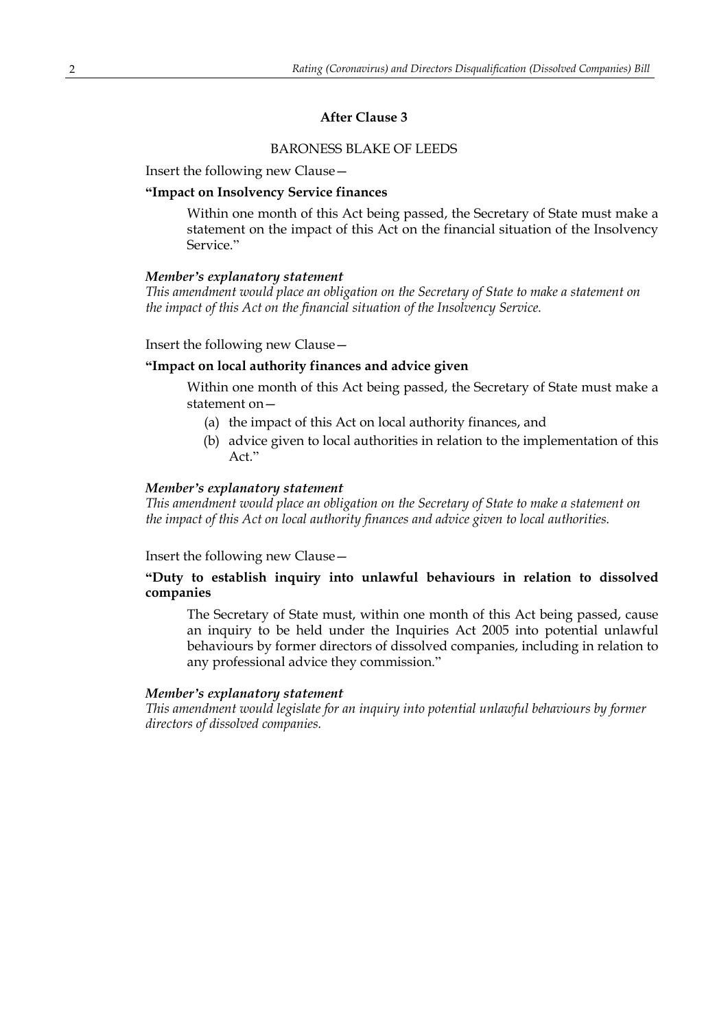### After Clause 3

BARONESS BLAKE OF LEEDS

Insert the following new Clause—

**"Impact on Insolvency Service finances**

Within one month of this Act being passed, the Secretary of State must make a statement on the impact of this Act on the financial situation of the Insolvency Service."

***Member's explanatory statement***
*This amendment would place an obligation on the Secretary of State to make a statement on the impact of this Act on the financial situation of the Insolvency Service.*

Insert the following new Clause—

**"Impact on local authority finances and advice given**

Within one month of this Act being passed, the Secretary of State must make a statement on—

(a) the impact of this Act on local authority finances, and

(b) advice given to local authorities in relation to the implementation of this Act."

***Member's explanatory statement***
*This amendment would place an obligation on the Secretary of State to make a statement on the impact of this Act on local authority finances and advice given to local authorities.*

Insert the following new Clause—

**"Duty to establish inquiry into unlawful behaviours in relation to dissolved companies**

The Secretary of State must, within one month of this Act being passed, cause an inquiry to be held under the Inquiries Act 2005 into potential unlawful behaviours by former directors of dissolved companies, including in relation to any professional advice they commission."

***Member's explanatory statement***
*This amendment would legislate for an inquiry into potential unlawful behaviours by former directors of dissolved companies.*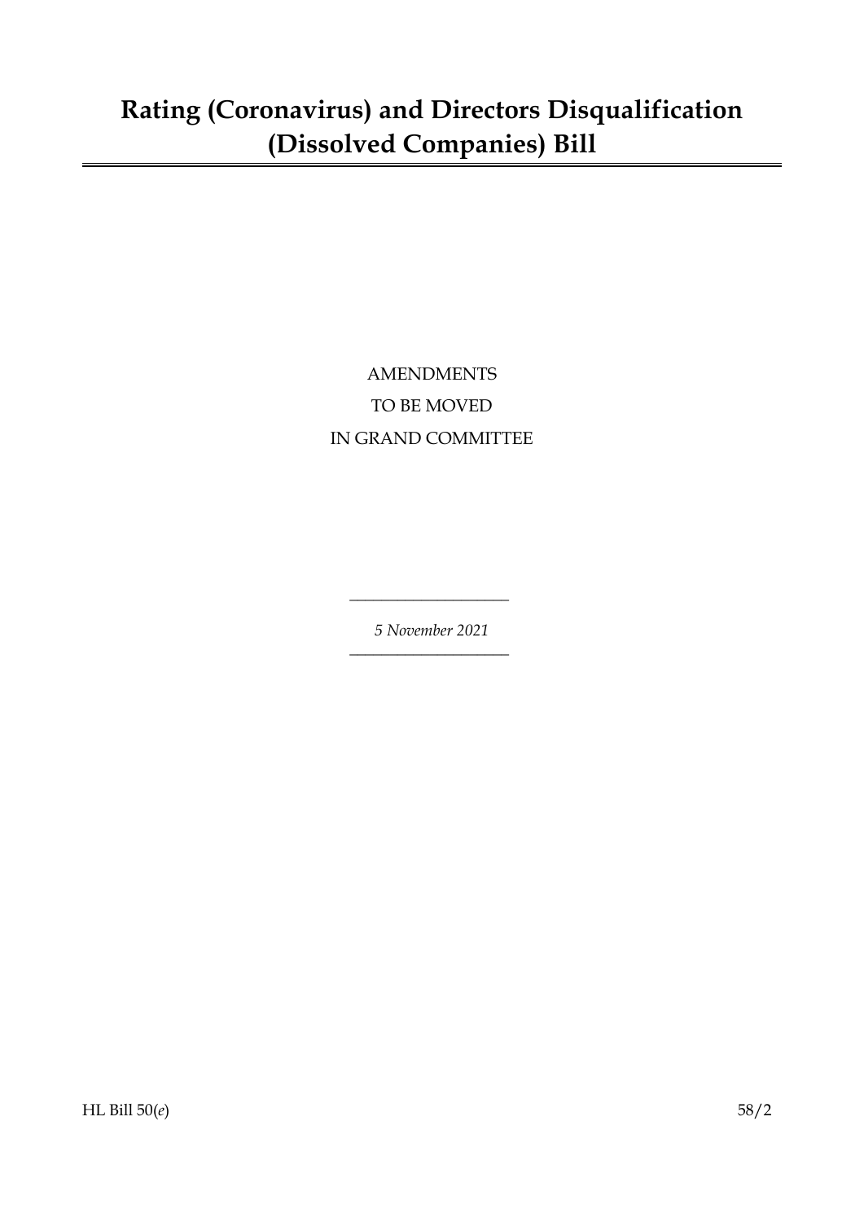# Rating (Coronavirus) and Directors Disqualification (Dissolved Companies) Bill

AMENDMENTS

TO BE MOVED

IN GRAND COMMITTEE

---

*5 November 2021*

---

HL Bill 50(*e*) 58/2